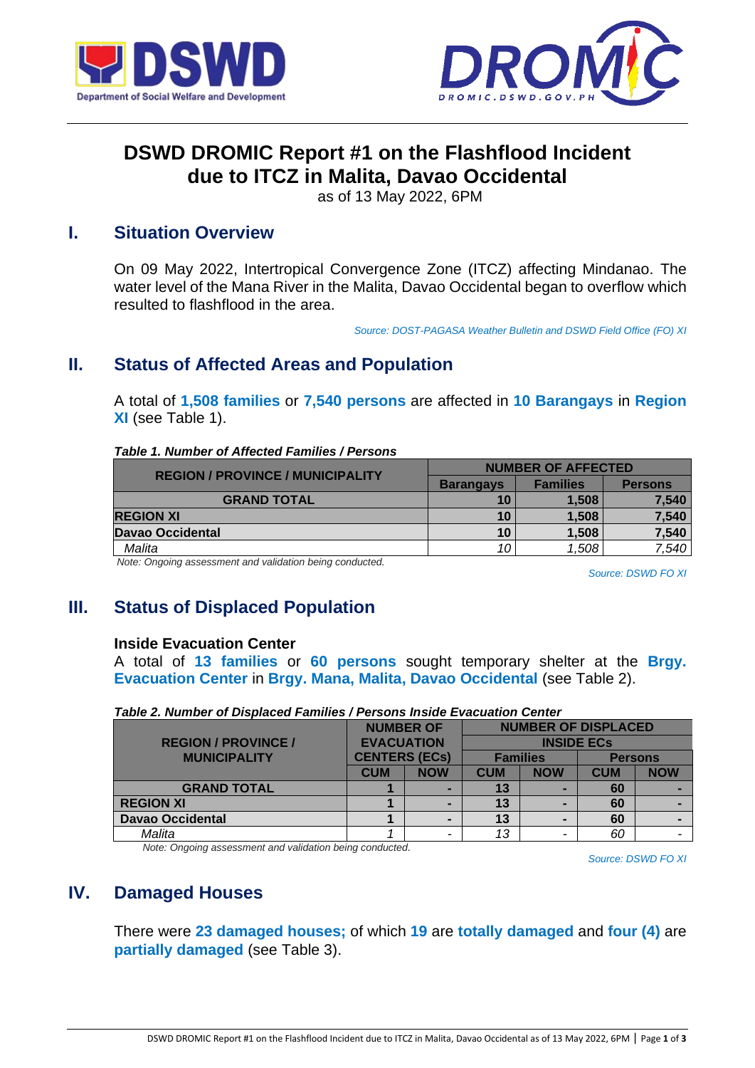# DSWD DROMIC Report #1 on the Flashflood Incident due to ITCZ in Malita, Davao Occidental

as of 13 May 2022, 6PM

## I. Situation Overview

On 09 May 2022, Intertropical Convergence Zone (ITCZ) affecting Mindanao. The water level of the Mana River in the Malita, Davao Occidental began to overflow which resulted to flashflood in the area.

*Source: DOST-PAGASA Weather Bulletin and DSWD Field Office (FO) XI*

## II. Status of Affected Areas and Population

A total of **1,508 families** or **7,540 persons** are affected in **10 Barangays** in **Region XI** (see Table 1).

***Table 1. Number of Affected Families / Persons***

| REGION / PROVINCE / MUNICIPALITY | NUMBER OF AFFECTED | | |
|---|---|---|---|
| | Barangays | Families | Persons |
| **GRAND TOTAL** | **10** | **1,508** | **7,540** |
| **REGION XI** | **10** | **1,508** | **7,540** |
| **Davao Occidental** | **10** | **1,508** | **7,540** |
| *Malita* | *10* | *1,508* | *7,540* |

*Note: Ongoing assessment and validation being conducted.*

*Source: DSWD FO XI*

## III. Status of Displaced Population

### Inside Evacuation Center

A total of **13 families** or **60 persons** sought temporary shelter at the **Brgy. Evacuation Center** in **Brgy. Mana, Malita, Davao Occidental** (see Table 2).

***Table 2. Number of Displaced Families / Persons Inside Evacuation Center***

| REGION / PROVINCE / MUNICIPALITY | NUMBER OF EVACUATION CENTERS (ECs) | | NUMBER OF DISPLACED INSIDE ECs | | | |
|---|---|---|---|---|---|---|
| | | | Families | | Persons | |
| | CUM | NOW | CUM | NOW | CUM | NOW |
| **GRAND TOTAL** | **1** | **-** | **13** | **-** | **60** | **-** |
| **REGION XI** | **1** | **-** | **13** | **-** | **60** | **-** |
| **Davao Occidental** | **1** | **-** | **13** | **-** | **60** | **-** |
| *Malita* | *1* | *-* | *13* | *-* | *60* | *-* |

*Note: Ongoing assessment and validation being conducted.*

*Source: DSWD FO XI*

## IV. Damaged Houses

There were **23 damaged houses;** of which **19** are **totally damaged** and **four (4)** are **partially damaged** (see Table 3).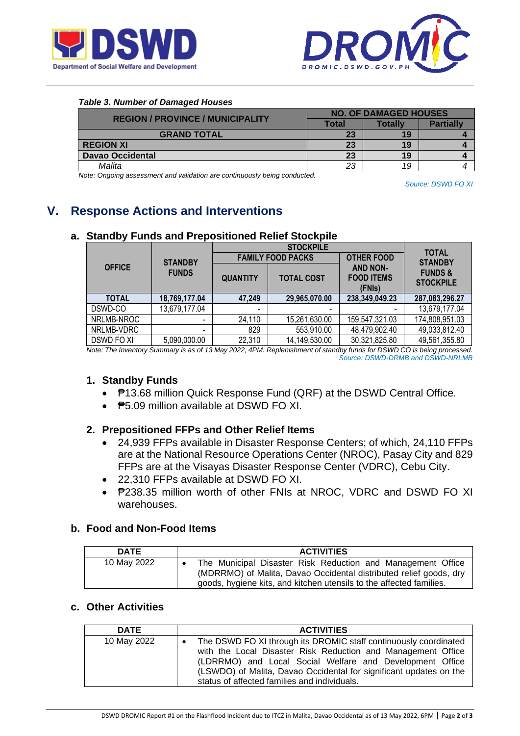***Table 3. Number of Damaged Houses***

| REGION / PROVINCE / MUNICIPALITY | NO. OF DAMAGED HOUSES | | |
|---|---|---|---|
| | Total | Totally | Partially |
| **GRAND TOTAL** | **23** | **19** | **4** |
| **REGION XI** | **23** | **19** | **4** |
| **Davao Occidental** | **23** | **19** | **4** |
| *Malita* | *23* | *19* | *4* |

*Note: Ongoing assessment and validation are continuously being conducted.*

*Source: DSWD FO XI*

# V. Response Actions and Interventions

## a. Standby Funds and Prepositioned Relief Stockpile

| OFFICE | STANDBY FUNDS | STOCKPILE | | | TOTAL STANDBY FUNDS & STOCKPILE |
|---|---|---|---|---|---|
| | | FAMILY FOOD PACKS | | OTHER FOOD AND NON-FOOD ITEMS (FNIs) | |
| | | QUANTITY | TOTAL COST | | |
| **TOTAL** | **18,769,177.04** | **47,249** | **29,965,070.00** | **238,349,049.23** | **287,083,296.27** |
| DSWD-CO | 13,679,177.04 | - | - | - | 13,679,177.04 |
| NRLMB-NROC | - | 24,110 | 15,261,630.00 | 159,547,321.03 | 174,808,951.03 |
| NRLMB-VDRC | - | 829 | 553,910.00 | 48,479,902.40 | 49,033,812.40 |
| DSWD FO XI | 5,090,000.00 | 22,310 | 14,149,530.00 | 30,321,825.80 | 49,561,355.80 |

*Note: The Inventory Summary is as of 13 May 2022, 4PM. Replenishment of standby funds for DSWD CO is being processed.*

*Source: DSWD-DRMB and DSWD-NRLMB*

### 1. Standby Funds

- ₱13.68 million Quick Response Fund (QRF) at the DSWD Central Office.
- ₱5.09 million available at DSWD FO XI.

### 2. Prepositioned FFPs and Other Relief Items

- 24,939 FFPs available in Disaster Response Centers; of which, 24,110 FFPs are at the National Resource Operations Center (NROC), Pasay City and 829 FFPs are at the Visayas Disaster Response Center (VDRC), Cebu City.
- 22,310 FFPs available at DSWD FO XI.
- ₱238.35 million worth of other FNIs at NROC, VDRC and DSWD FO XI warehouses.

## b. Food and Non-Food Items

| DATE | ACTIVITIES |
|---|---|
| 10 May 2022 | • The Municipal Disaster Risk Reduction and Management Office (MDRRMO) of Malita, Davao Occidental distributed relief goods, dry goods, hygiene kits, and kitchen utensils to the affected families. |

## c. Other Activities

| DATE | ACTIVITIES |
|---|---|
| 10 May 2022 | • The DSWD FO XI through its DROMIC staff continuously coordinated with the Local Disaster Risk Reduction and Management Office (LDRRMO) and Local Social Welfare and Development Office (LSWDO) of Malita, Davao Occidental for significant updates on the status of affected families and individuals. |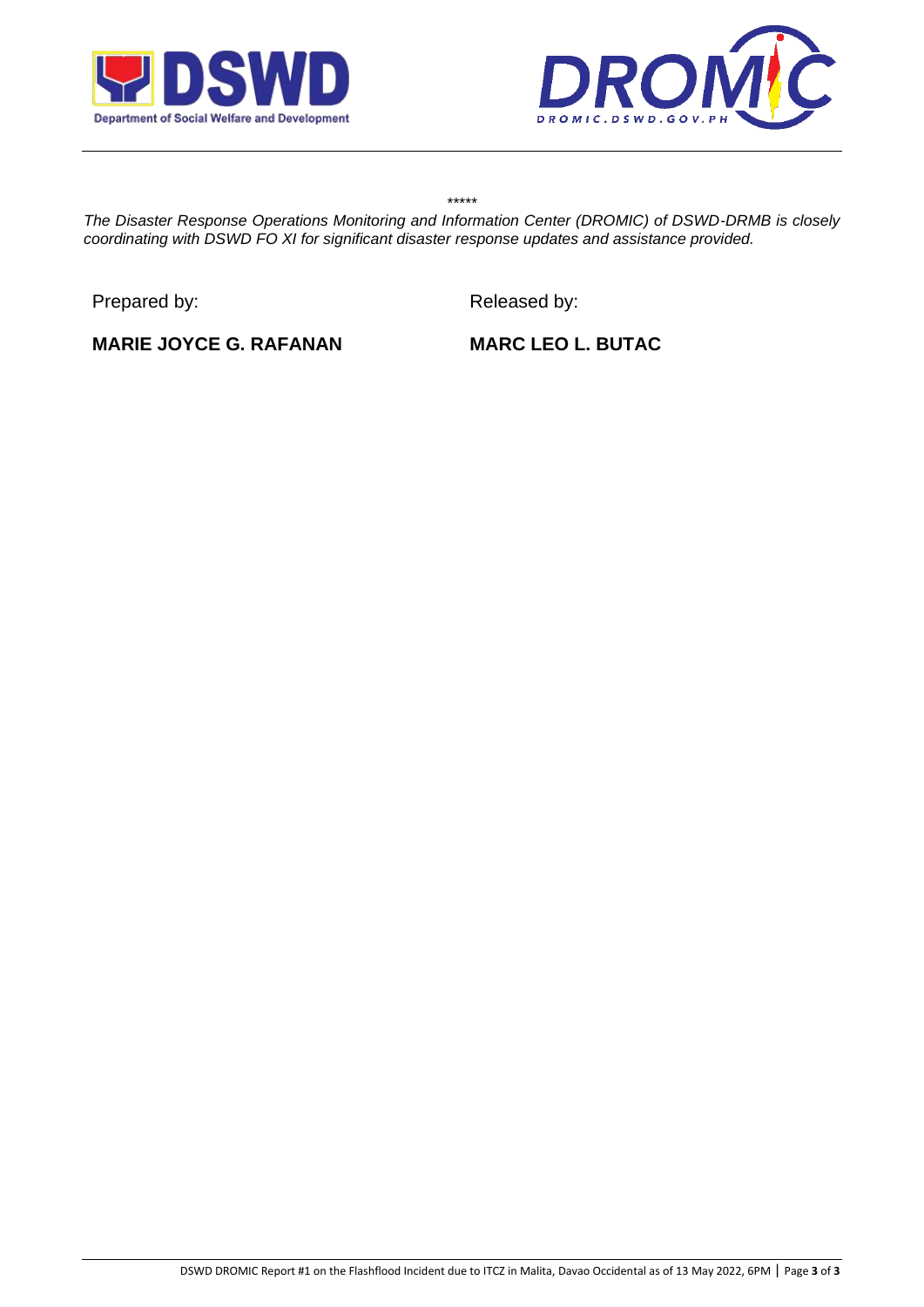\*\*\*\*\*

*The Disaster Response Operations Monitoring and Information Center (DROMIC) of DSWD-DRMB is closely coordinating with DSWD FO XI for significant disaster response updates and assistance provided.*

| Prepared by: | Released by: |
|---|---|
| **MARIE JOYCE G. RAFANAN** | **MARC LEO L. BUTAC** |